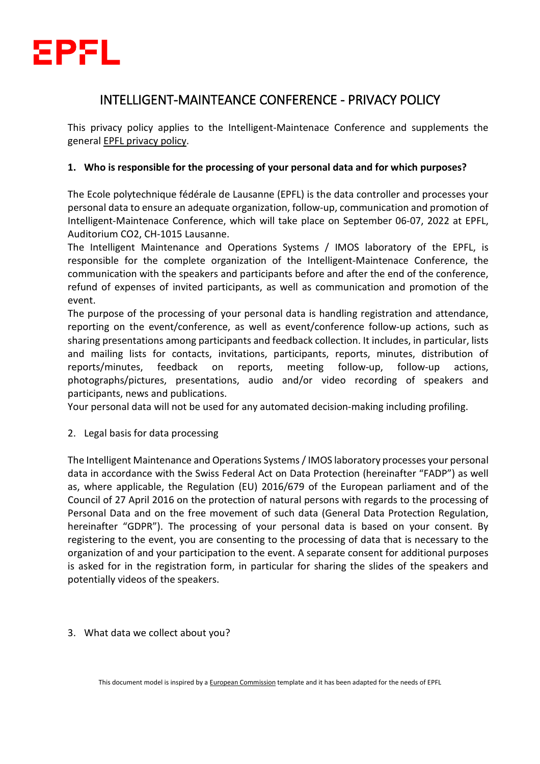EPFL

# INTELLIGENT-MAINTEANCE CONFERENCE - PRIVACY POLICY

This privacy policy applies to the Intelligent-Maintenace Conference and supplements the general EPFL privacy policy.

## 1. Who is responsible for the processing of your personal data and for which purposes?

The Ecole polytechnique fédérale de Lausanne (EPFL) is the data controller and processes your personal data to ensure an adequate organization, follow-up, communication and promotion of Intelligent-Maintenace Conference, which will take place on September 06-07, 2022 at EPFL, Auditorium CO2, CH-1015 Lausanne.

The Intelligent Maintenance and Operations Systems / IMOS laboratory of the EPFL, is responsible for the complete organization of the Intelligent-Maintenace Conference, the communication with the speakers and participants before and after the end of the conference, refund of expenses of invited participants, as well as communication and promotion of the event.

The purpose of the processing of your personal data is handling registration and attendance, reporting on the event/conference, as well as event/conference follow-up actions, such as sharing presentations among participants and feedback collection. It includes, in particular, lists and mailing lists for contacts, invitations, participants, reports, minutes, distribution of reports/minutes, feedback on reports, meeting follow-up, follow-up actions, photographs/pictures, presentations, audio and/or video recording of speakers and participants, news and publications.

Your personal data will not be used for any automated decision-making including profiling.

## 2. Legal basis for data processing

The Intelligent Maintenance and Operations Systems / IMOS laboratory processes your personal data in accordance with the Swiss Federal Act on Data Protection (hereinafter "FADP") as well as, where applicable, the Regulation (EU) 2016/679 of the European parliament and of the Council of 27 April 2016 on the protection of natural persons with regards to the processing of Personal Data and on the free movement of such data (General Data Protection Regulation, hereinafter "GDPR"). The processing of your personal data is based on your consent. By registering to the event, you are consenting to the processing of data that is necessary to the organization of and your participation to the event. A separate consent for additional purposes is asked for in the registration form, in particular for sharing the slides of the speakers and potentially videos of the speakers.

## 3. What data we collect about you?

This document model is inspired by a European Commission template and it has been adapted for the needs of EPFL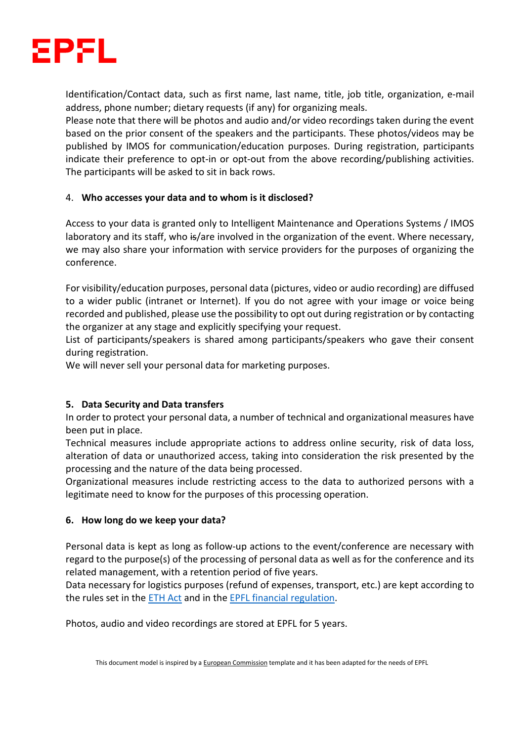Identification/Contact data, such as first name, last name, title, job title, organization, e-mail address, phone number; dietary requests (if any) for organizing meals.
Please note that there will be photos and audio and/or video recordings taken during the event based on the prior consent of the speakers and the participants. These photos/videos may be published by IMOS for communication/education purposes. During registration, participants indicate their preference to opt-in or opt-out from the above recording/publishing activities. The participants will be asked to sit in back rows.

4. **Who accesses your data and to whom is it disclosed?**

Access to your data is granted only to Intelligent Maintenance and Operations Systems / IMOS laboratory and its staff, who ~~is~~/are involved in the organization of the event. Where necessary, we may also share your information with service providers for the purposes of organizing the conference.

For visibility/education purposes, personal data (pictures, video or audio recording) are diffused to a wider public (intranet or Internet). If you do not agree with your image or voice being recorded and published, please use the possibility to opt out during registration or by contacting the organizer at any stage and explicitly specifying your request.
List of participants/speakers is shared among participants/speakers who gave their consent during registration.
We will never sell your personal data for marketing purposes.

**5. Data Security and Data transfers**

In order to protect your personal data, a number of technical and organizational measures have been put in place.
Technical measures include appropriate actions to address online security, risk of data loss, alteration of data or unauthorized access, taking into consideration the risk presented by the processing and the nature of the data being processed.
Organizational measures include restricting access to the data to authorized persons with a legitimate need to know for the purposes of this processing operation.

**6. How long do we keep your data?**

Personal data is kept as long as follow-up actions to the event/conference are necessary with regard to the purpose(s) of the processing of personal data as well as for the conference and its related management, with a retention period of five years.
Data necessary for logistics purposes (refund of expenses, transport, etc.) are kept according to the rules set in the ETH Act and in the EPFL financial regulation.

Photos, audio and video recordings are stored at EPFL for 5 years.

This document model is inspired by a European Commission template and it has been adapted for the needs of EPFL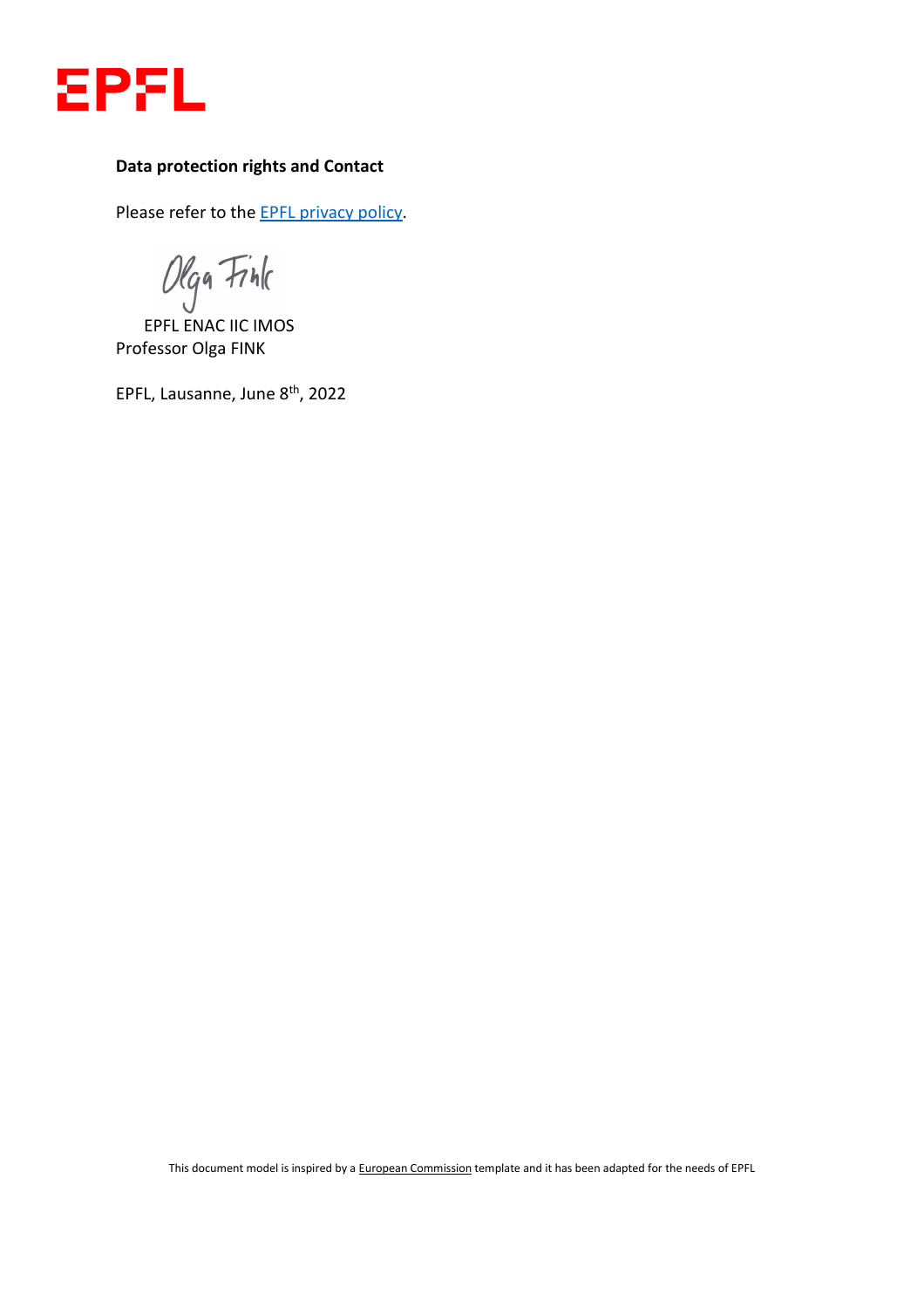**Data protection rights and Contact**

Please refer to the [EPFL privacy policy](#).

EPFL ENAC IIC IMOS
Professor Olga FINK

EPFL, Lausanne, June 8th, 2022

This document model is inspired by a European Commission template and it has been adapted for the needs of EPFL